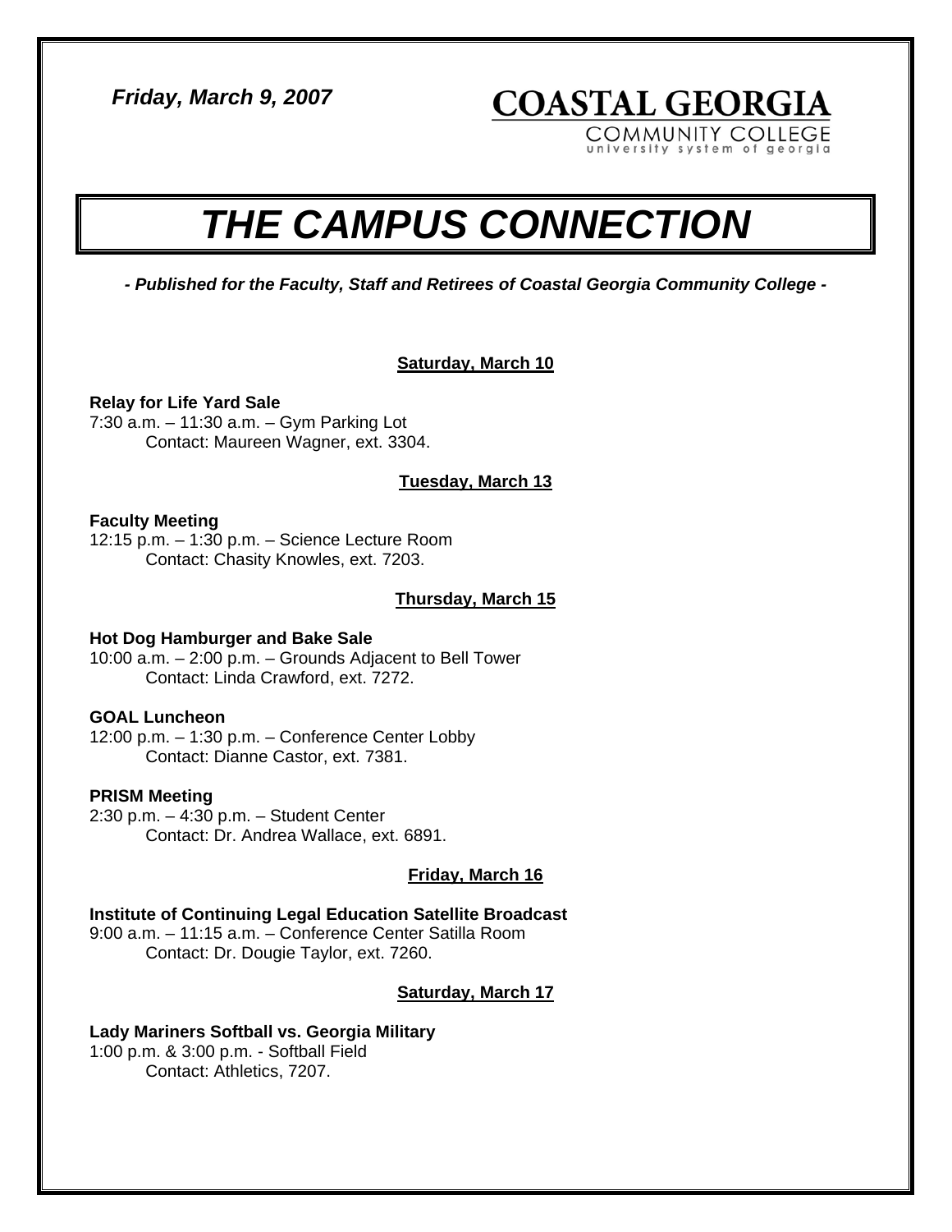*Friday, March 9, 2007*

**COASTAL GEORGIA**
COMMUNITY COLLEGE
university system of georgia

# *THE CAMPUS CONNECTION*

***- Published for the Faculty, Staff and Retirees of Coastal Georgia Community College -***

## Saturday, March 10

**Relay for Life Yard Sale**
7:30 a.m. – 11:30 a.m. – Gym Parking Lot
Contact: Maureen Wagner, ext. 3304.

## Tuesday, March 13

**Faculty Meeting**
12:15 p.m. – 1:30 p.m. – Science Lecture Room
Contact: Chasity Knowles, ext. 7203.

## Thursday, March 15

**Hot Dog Hamburger and Bake Sale**
10:00 a.m. – 2:00 p.m. – Grounds Adjacent to Bell Tower
Contact: Linda Crawford, ext. 7272.

**GOAL Luncheon**
12:00 p.m. – 1:30 p.m. – Conference Center Lobby
Contact: Dianne Castor, ext. 7381.

**PRISM Meeting**
2:30 p.m. – 4:30 p.m. – Student Center
Contact: Dr. Andrea Wallace, ext. 6891.

## Friday, March 16

**Institute of Continuing Legal Education Satellite Broadcast**
9:00 a.m. – 11:15 a.m. – Conference Center Satilla Room
Contact: Dr. Dougie Taylor, ext. 7260.

## Saturday, March 17

**Lady Mariners Softball vs. Georgia Military**
1:00 p.m. & 3:00 p.m. - Softball Field
Contact: Athletics, 7207.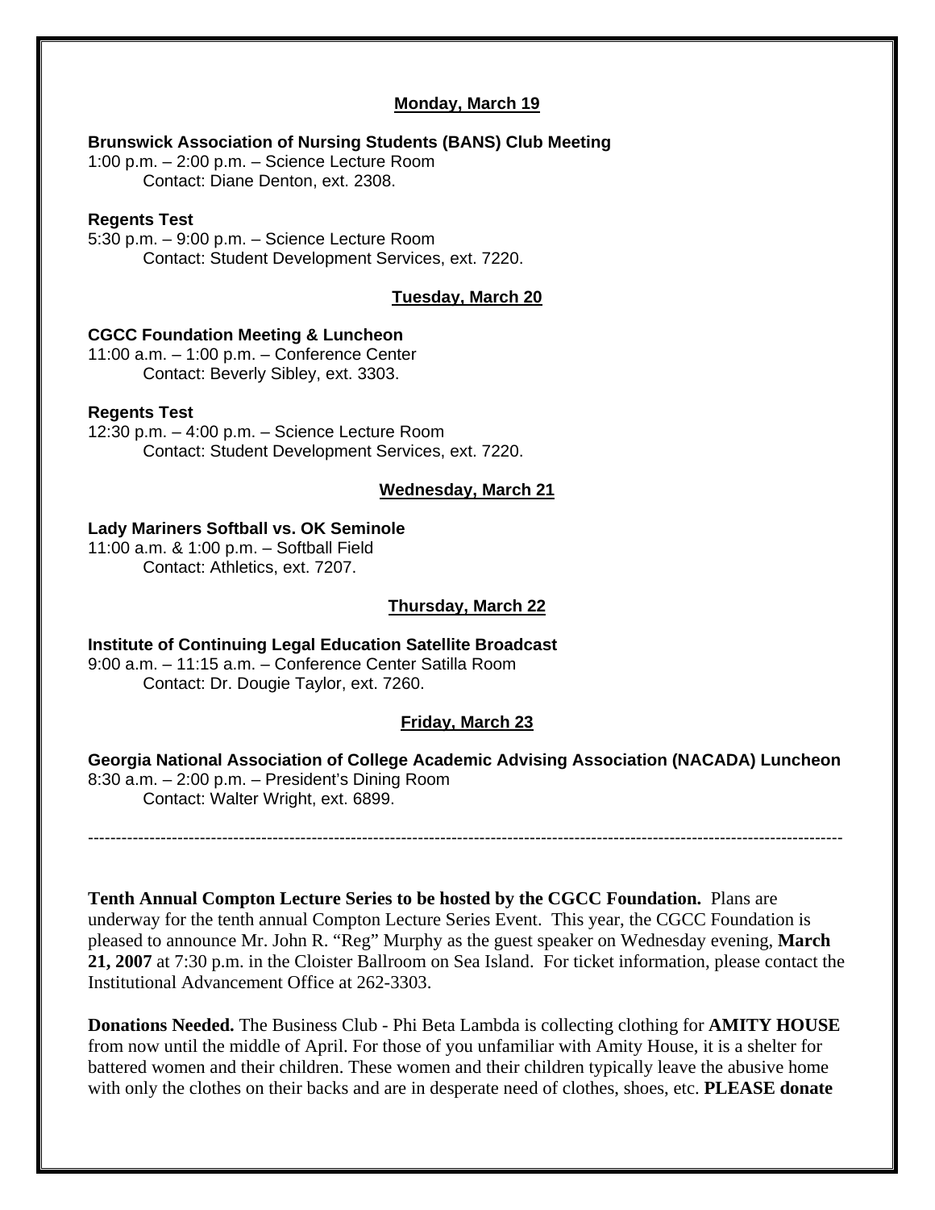**Monday, March 19**

**Brunswick Association of Nursing Students (BANS) Club Meeting**
1:00 p.m. – 2:00 p.m. – Science Lecture Room
Contact: Diane Denton, ext. 2308.

**Regents Test**
5:30 p.m. – 9:00 p.m. – Science Lecture Room
Contact: Student Development Services, ext. 7220.

**Tuesday, March 20**

**CGCC Foundation Meeting & Luncheon**
11:00 a.m. – 1:00 p.m. – Conference Center
Contact: Beverly Sibley, ext. 3303.

**Regents Test**
12:30 p.m. – 4:00 p.m. – Science Lecture Room
Contact: Student Development Services, ext. 7220.

**Wednesday, March 21**

**Lady Mariners Softball vs. OK Seminole**
11:00 a.m. & 1:00 p.m. – Softball Field
Contact: Athletics, ext. 7207.

**Thursday, March 22**

**Institute of Continuing Legal Education Satellite Broadcast**
9:00 a.m. – 11:15 a.m. – Conference Center Satilla Room
Contact: Dr. Dougie Taylor, ext. 7260.

**Friday, March 23**

**Georgia National Association of College Academic Advising Association (NACADA) Luncheon**
8:30 a.m. – 2:00 p.m. – President's Dining Room
Contact: Walter Wright, ext. 6899.

---

**Tenth Annual Compton Lecture Series to be hosted by the CGCC Foundation.** Plans are underway for the tenth annual Compton Lecture Series Event. This year, the CGCC Foundation is pleased to announce Mr. John R. "Reg" Murphy as the guest speaker on Wednesday evening, **March 21, 2007** at 7:30 p.m. in the Cloister Ballroom on Sea Island. For ticket information, please contact the Institutional Advancement Office at 262-3303.

**Donations Needed.** The Business Club - Phi Beta Lambda is collecting clothing for **AMITY HOUSE** from now until the middle of April. For those of you unfamiliar with Amity House, it is a shelter for battered women and their children. These women and their children typically leave the abusive home with only the clothes on their backs and are in desperate need of clothes, shoes, etc. **PLEASE donate**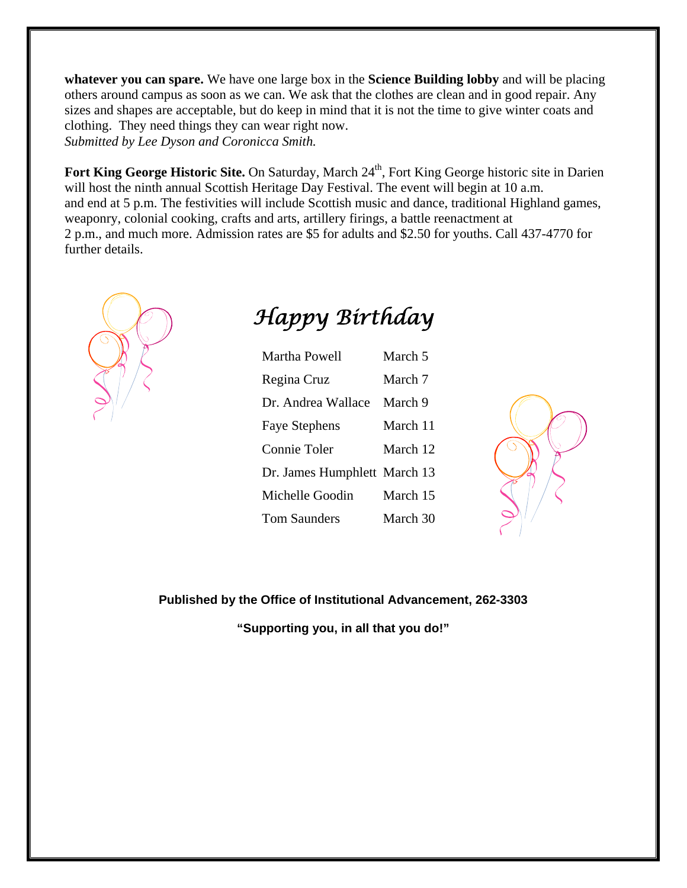**whatever you can spare.** We have one large box in the **Science Building lobby** and will be placing others around campus as soon as we can. We ask that the clothes are clean and in good repair. Any sizes and shapes are acceptable, but do keep in mind that it is not the time to give winter coats and clothing. They need things they can wear right now.
*Submitted by Lee Dyson and Coronicca Smith.*

**Fort King George Historic Site.** On Saturday, March 24th, Fort King George historic site in Darien will host the ninth annual Scottish Heritage Day Festival. The event will begin at 10 a.m. and end at 5 p.m. The festivities will include Scottish music and dance, traditional Highland games, weaponry, colonial cooking, crafts and arts, artillery firings, a battle reenactment at 2 p.m., and much more. Admission rates are $5 for adults and $2.50 for youths. Call 437-4770 for further details.

## *Happy Birthday*

| | |
|---|---|
| Martha Powell | March 5 |
| Regina Cruz | March 7 |
| Dr. Andrea Wallace | March 9 |
| Faye Stephens | March 11 |
| Connie Toler | March 12 |
| Dr. James Humphlett | March 13 |
| Michelle Goodin | March 15 |
| Tom Saunders | March 30 |

**Published by the Office of Institutional Advancement, 262-3303**

**"Supporting you, in all that you do!"**